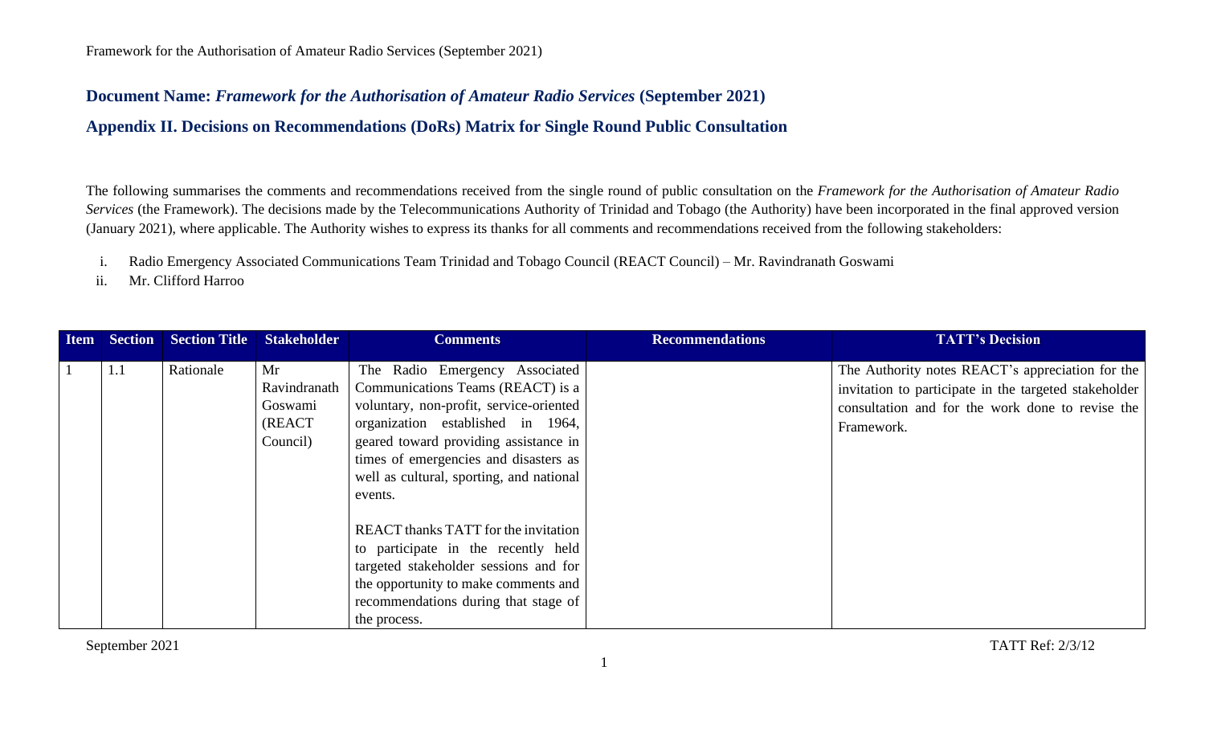**Document Name:** ***Framework for the Authorisation of Amateur Radio Services*** **(September 2021)**

**Appendix II. Decisions on Recommendations (DoRs) Matrix for Single Round Public Consultation**

The following summarises the comments and recommendations received from the single round of public consultation on the *Framework for the Authorisation of Amateur Radio Services* (the Framework). The decisions made by the Telecommunications Authority of Trinidad and Tobago (the Authority) have been incorporated in the final approved version (January 2021), where applicable. The Authority wishes to express its thanks for all comments and recommendations received from the following stakeholders:

i. Radio Emergency Associated Communications Team Trinidad and Tobago Council (REACT Council) – Mr. Ravindranath Goswami
ii. Mr. Clifford Harroo

| Item | Section | Section Title | Stakeholder | Comments | Recommendations | TATT's Decision |
|---|---|---|---|---|---|---|
| 1 | 1.1 | Rationale | Mr Ravindranath Goswami (REACT Council) | The Radio Emergency Associated Communications Teams (REACT) is a voluntary, non-profit, service-oriented organization established in 1964, geared toward providing assistance in times of emergencies and disasters as well as cultural, sporting, and national events.<br><br>REACT thanks TATT for the invitation to participate in the recently held targeted stakeholder sessions and for the opportunity to make comments and recommendations during that stage of the process. | | The Authority notes REACT's appreciation for the invitation to participate in the targeted stakeholder consultation and for the work done to revise the Framework. |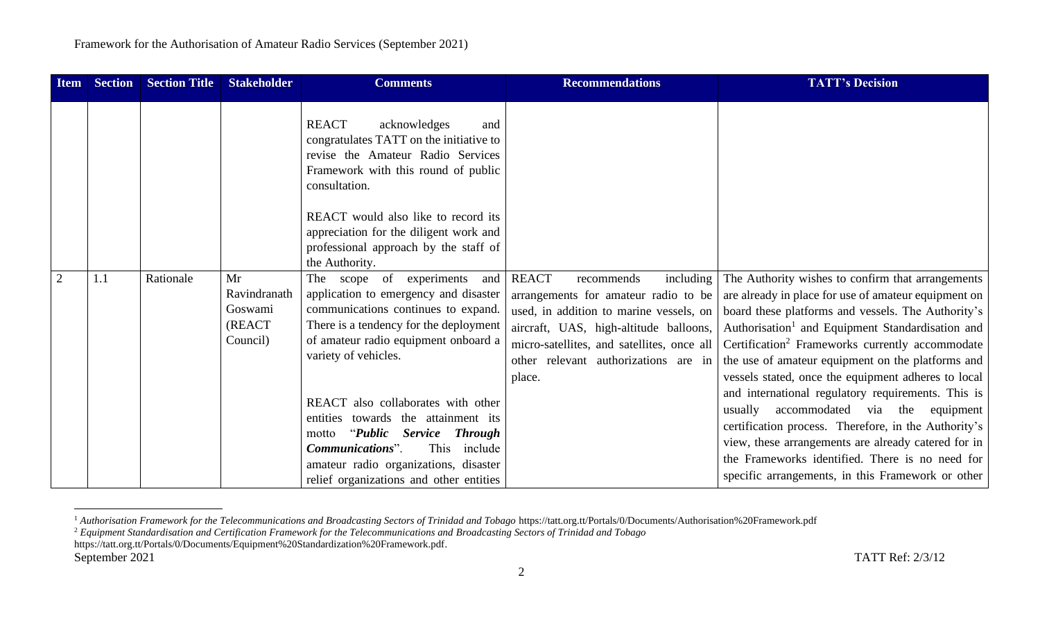| Item | Section | Section Title | Stakeholder | Comments | Recommendations | TATT's Decision |
|---|---|---|---|---|---|---|
| | | | | REACT acknowledges and congratulates TATT on the initiative to revise the Amateur Radio Services Framework with this round of public consultation.<br><br>REACT would also like to record its appreciation for the diligent work and professional approach by the staff of the Authority. | | |
| 2 | 1.1 | Rationale | Mr Ravindranath Goswami (REACT Council) | The scope of experiments and application to emergency and disaster communications continues to expand. There is a tendency for the deployment of amateur radio equipment onboard a variety of vehicles.<br><br>REACT also collaborates with other entities towards the attainment its motto "***Public Service Through Communications***". This include amateur radio organizations, disaster relief organizations and other entities | REACT recommends including arrangements for amateur radio to be used, in addition to marine vessels, on aircraft, UAS, high-altitude balloons, micro-satellites, and satellites, once all other relevant authorizations are in place. | The Authority wishes to confirm that arrangements are already in place for use of amateur equipment on board these platforms and vessels. The Authority's Authorisation[1] and Equipment Standardisation and Certification[2] Frameworks currently accommodate the use of amateur equipment on the platforms and vessels stated, once the equipment adheres to local and international regulatory requirements. This is usually accommodated via the equipment certification process. Therefore, in the Authority's view, these arrangements are already catered for in the Frameworks identified. There is no need for specific arrangements, in this Framework or other |

[1] *Authorisation Framework for the Telecommunications and Broadcasting Sectors of Trinidad and Tobago* https://tatt.org.tt/Portals/0/Documents/Authorisation%20Framework.pdf

[2] *Equipment Standardisation and Certification Framework for the Telecommunications and Broadcasting Sectors of Trinidad and Tobago* https://tatt.org.tt/Portals/0/Documents/Equipment%20Standardization%20Framework.pdf.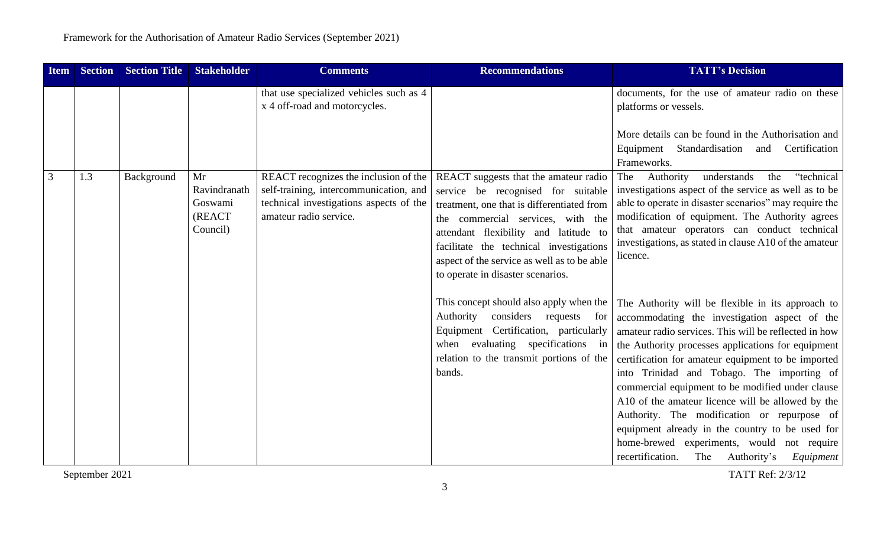| Item | Section | Section Title | Stakeholder | Comments | Recommendations | TATT's Decision |
|---|---|---|---|---|---|---|
| | | | | that use specialized vehicles such as 4 x 4 off-road and motorcycles. | | documents, for the use of amateur radio on these platforms or vessels.<br><br>More details can be found in the Authorisation and Equipment Standardisation and Certification Frameworks. |
| 3 | 1.3 | Background | Mr Ravindranath Goswami (REACT Council) | REACT recognizes the inclusion of the self-training, intercommunication, and technical investigations aspects of the amateur radio service. | REACT suggests that the amateur radio service be recognised for suitable treatment, one that is differentiated from the commercial services, with the attendant flexibility and latitude to facilitate the technical investigations aspect of the service as well as to be able to operate in disaster scenarios.<br><br>This concept should also apply when the Authority considers requests for Equipment Certification, particularly when evaluating specifications in relation to the transmit portions of the bands. | The Authority understands the "technical investigations aspect of the service as well as to be able to operate in disaster scenarios" may require the modification of equipment. The Authority agrees that amateur operators can conduct technical investigations, as stated in clause A10 of the amateur licence.<br><br>The Authority will be flexible in its approach to accommodating the investigation aspect of the amateur radio services. This will be reflected in how the Authority processes applications for equipment certification for amateur equipment to be imported into Trinidad and Tobago. The importing of commercial equipment to be modified under clause A10 of the amateur licence will be allowed by the Authority. The modification or repurpose of equipment already in the country to be used for home-brewed experiments, would not require recertification. The Authority's *Equipment* |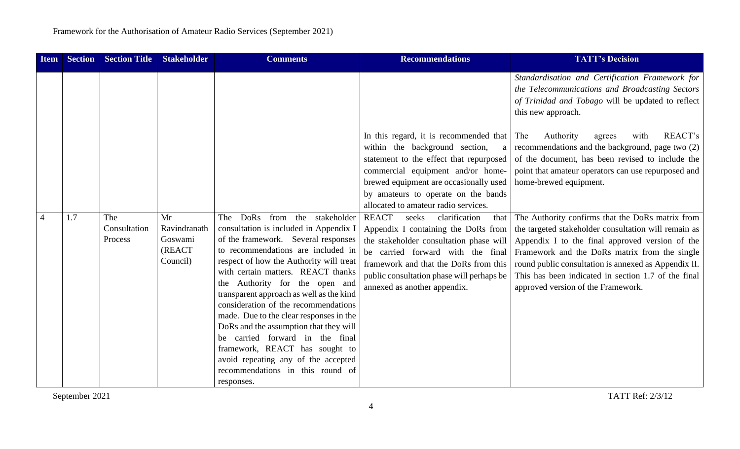| Item | Section | Section Title | Stakeholder | Comments | Recommendations | TATT's Decision |
|---|---|---|---|---|---|---|
| | | | | | | *Standardisation and Certification Framework for the Telecommunications and Broadcasting Sectors of Trinidad and Tobago* will be updated to reflect this new approach. |
| | | | | | In this regard, it is recommended that within the background section, a statement to the effect that repurposed commercial equipment and/or home-brewed equipment are occasionally used by amateurs to operate on the bands allocated to amateur radio services. | The Authority agrees with REACT's recommendations and the background, page two (2) of the document, has been revised to include the point that amateur operators can use repurposed and home-brewed equipment. |
| 4 | 1.7 | The Consultation Process | Mr Ravindranath Goswami (REACT Council) | The DoRs from the stakeholder consultation is included in Appendix I of the framework. Several responses to recommendations are included in respect of how the Authority will treat with certain matters. REACT thanks the Authority for the open and transparent approach as well as the kind consideration of the recommendations made. Due to the clear responses in the DoRs and the assumption that they will be carried forward in the final framework, REACT has sought to avoid repeating any of the accepted recommendations in this round of responses. | REACT seeks clarification that Appendix I containing the DoRs from the stakeholder consultation phase will be carried forward with the final framework and that the DoRs from this public consultation phase will perhaps be annexed as another appendix. | The Authority confirms that the DoRs matrix from the targeted stakeholder consultation will remain as Appendix I to the final approved version of the Framework and the DoRs matrix from the single round public consultation is annexed as Appendix II. This has been indicated in section 1.7 of the final approved version of the Framework. |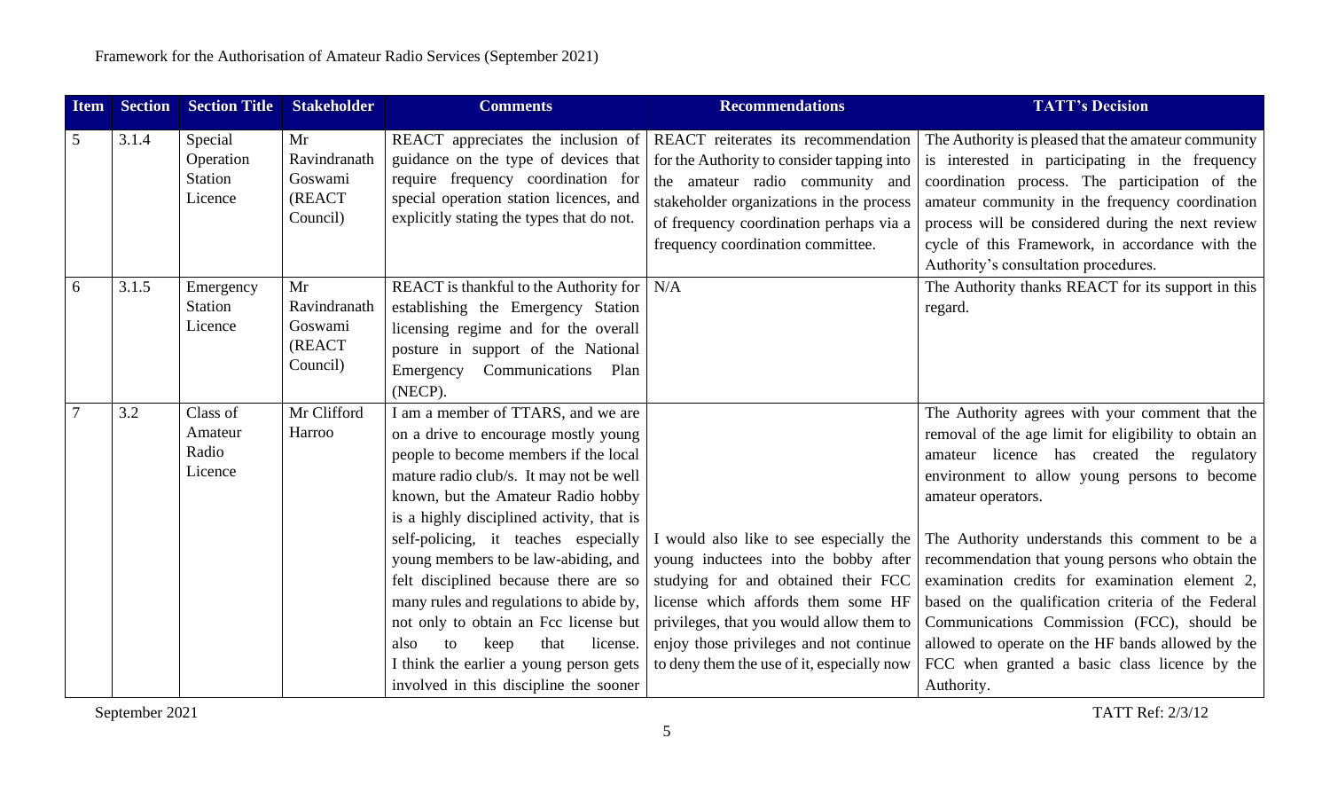| Item | Section | Section Title | Stakeholder | Comments | Recommendations | TATT's Decision |
|---|---|---|---|---|---|---|
| 5 | 3.1.4 | Special Operation Station Licence | Mr Ravindranath Goswami (REACT Council) | REACT appreciates the inclusion of guidance on the type of devices that require frequency coordination for special operation station licences, and explicitly stating the types that do not. | REACT reiterates its recommendation for the Authority to consider tapping into the amateur radio community and stakeholder organizations in the process of frequency coordination perhaps via a frequency coordination committee. | The Authority is pleased that the amateur community is interested in participating in the frequency coordination process. The participation of the amateur community in the frequency coordination process will be considered during the next review cycle of this Framework, in accordance with the Authority's consultation procedures. |
| 6 | 3.1.5 | Emergency Station Licence | Mr Ravindranath Goswami (REACT Council) | REACT is thankful to the Authority for establishing the Emergency Station licensing regime and for the overall posture in support of the National Emergency Communications Plan (NECP). | N/A | The Authority thanks REACT for its support in this regard. |
| 7 | 3.2 | Class of Amateur Radio Licence | Mr Clifford Harroo | I am a member of TTARS, and we are on a drive to encourage mostly young people to become members if the local mature radio club/s. It may not be well known, but the Amateur Radio hobby is a highly disciplined activity, that is self-policing, it teaches especially young members to be law-abiding, and felt disciplined because there are so many rules and regulations to abide by, not only to obtain an Fcc license but also to keep that license. I think the earlier a young person gets involved in this discipline the sooner | I would also like to see especially the young inductees into the bobby after studying for and obtained their FCC license which affords them some HF privileges, that you would allow them to enjoy those privileges and not continue to deny them the use of it, especially now | The Authority agrees with your comment that the removal of the age limit for eligibility to obtain an amateur licence has created the regulatory environment to allow young persons to become amateur operators.<br><br>The Authority understands this comment to be a recommendation that young persons who obtain the examination credits for examination element 2, based on the qualification criteria of the Federal Communications Commission (FCC), should be allowed to operate on the HF bands allowed by the FCC when granted a basic class licence by the Authority. |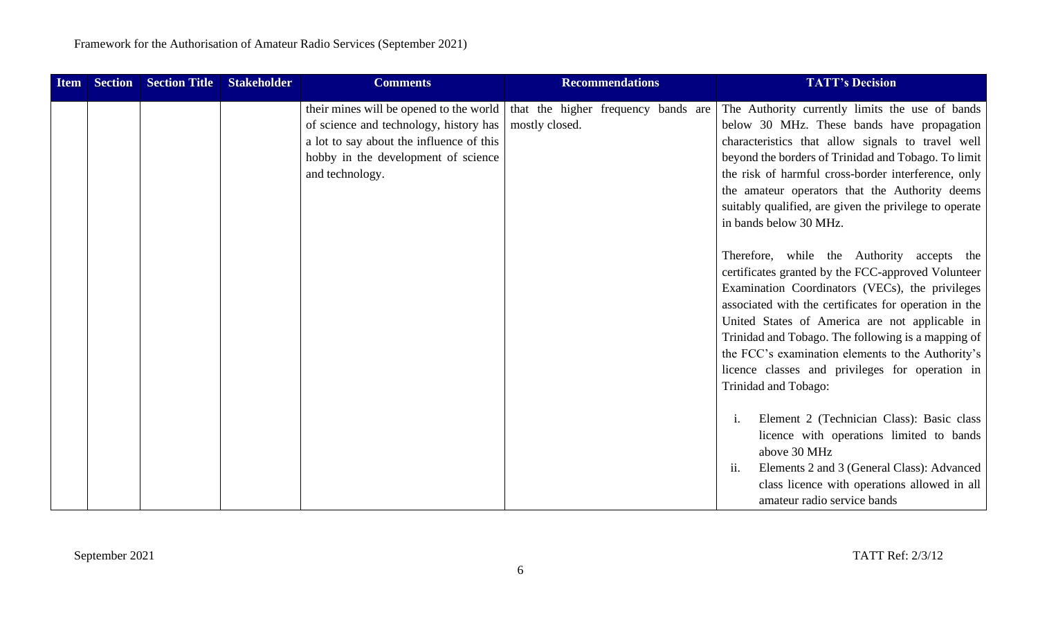| Item | Section | Section Title | Stakeholder | Comments | Recommendations | TATT's Decision |
|---|---|---|---|---|---|---|
| | | | | their mines will be opened to the world of science and technology, history has a lot to say about the influence of this hobby in the development of science and technology. | that the higher frequency bands are mostly closed. | The Authority currently limits the use of bands below 30 MHz. These bands have propagation characteristics that allow signals to travel well beyond the borders of Trinidad and Tobago. To limit the risk of harmful cross-border interference, only the amateur operators that the Authority deems suitably qualified, are given the privilege to operate in bands below 30 MHz.<br><br>Therefore, while the Authority accepts the certificates granted by the FCC-approved Volunteer Examination Coordinators (VECs), the privileges associated with the certificates for operation in the United States of America are not applicable in Trinidad and Tobago. The following is a mapping of the FCC's examination elements to the Authority's licence classes and privileges for operation in Trinidad and Tobago:<br><br>i. Element 2 (Technician Class): Basic class licence with operations limited to bands above 30 MHz<br>ii. Elements 2 and 3 (General Class): Advanced class licence with operations allowed in all amateur radio service bands |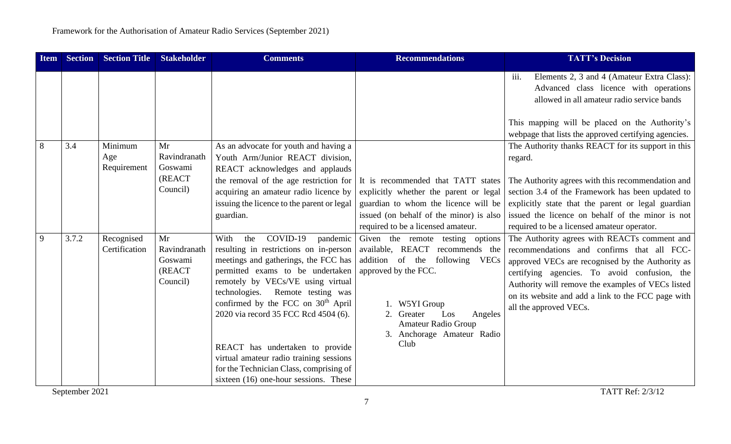| Item | Section | Section Title | Stakeholder | Comments | Recommendations | TATT's Decision |
|---|---|---|---|---|---|---|
| | | | | | | iii. Elements 2, 3 and 4 (Amateur Extra Class): Advanced class licence with operations allowed in all amateur radio service bands<br><br>This mapping will be placed on the Authority's webpage that lists the approved certifying agencies. |
| 8 | 3.4 | Minimum Age Requirement | Mr Ravindranath Goswami (REACT Council) | As an advocate for youth and having a Youth Arm/Junior REACT division, REACT acknowledges and applauds the removal of the age restriction for acquiring an amateur radio licence by issuing the licence to the parent or legal guardian. | It is recommended that TATT states explicitly whether the parent or legal guardian to whom the licence will be issued (on behalf of the minor) is also required to be a licensed amateur. | The Authority thanks REACT for its support in this regard.<br><br>The Authority agrees with this recommendation and section 3.4 of the Framework has been updated to explicitly state that the parent or legal guardian issued the licence on behalf of the minor is not required to be a licensed amateur operator. |
| 9 | 3.7.2 | Recognised Certification | Mr Ravindranath Goswami (REACT Council) | With the COVID-19 pandemic resulting in restrictions on in-person meetings and gatherings, the FCC has permitted exams to be undertaken remotely by VECs/VE using virtual technologies. Remote testing was confirmed by the FCC on 30th April 2020 via record 35 FCC Rcd 4504 (6).<br><br>REACT has undertaken to provide virtual amateur radio training sessions for the Technician Class, comprising of sixteen (16) one-hour sessions. These | Given the remote testing options available, REACT recommends the addition of the following VECs approved by the FCC.<br><br>1. W5YI Group<br>2. Greater Los Angeles Amateur Radio Group<br>3. Anchorage Amateur Radio Club | The Authority agrees with REACTs comment and recommendations and confirms that all FCC-approved VECs are recognised by the Authority as certifying agencies. To avoid confusion, the Authority will remove the examples of VECs listed on its website and add a link to the FCC page with all the approved VECs. |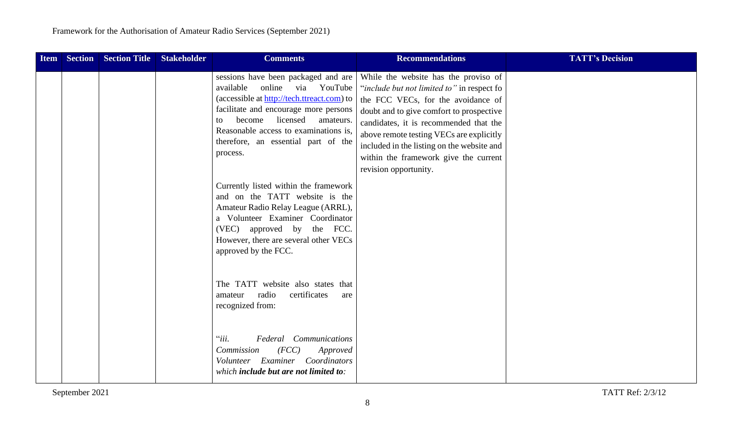| Item | Section | Section Title | Stakeholder | Comments | Recommendations | TATT's Decision |
|---|---|---|---|---|---|---|
| | | | | sessions have been packaged and are available online via YouTube (accessible at [http://tech.ttreact.com](http://tech.ttreact.com)) to facilitate and encourage more persons to become licensed amateurs. Reasonable access to examinations is, therefore, an essential part of the process.<br><br>Currently listed within the framework and on the TATT website is the Amateur Radio Relay League (ARRL), a Volunteer Examiner Coordinator (VEC) approved by the FCC. However, there are several other VECs approved by the FCC.<br><br>The TATT website also states that amateur radio certificates are recognized from:<br><br>"*iii. Federal Communications Commission (FCC) Approved Volunteer Examiner Coordinators which* ***include but are not limited to****:* | While the website has the proviso of "*include but not limited to"* in respect fo the FCC VECs, for the avoidance of doubt and to give comfort to prospective candidates, it is recommended that the above remote testing VECs are explicitly included in the listing on the website and within the framework give the current revision opportunity. | |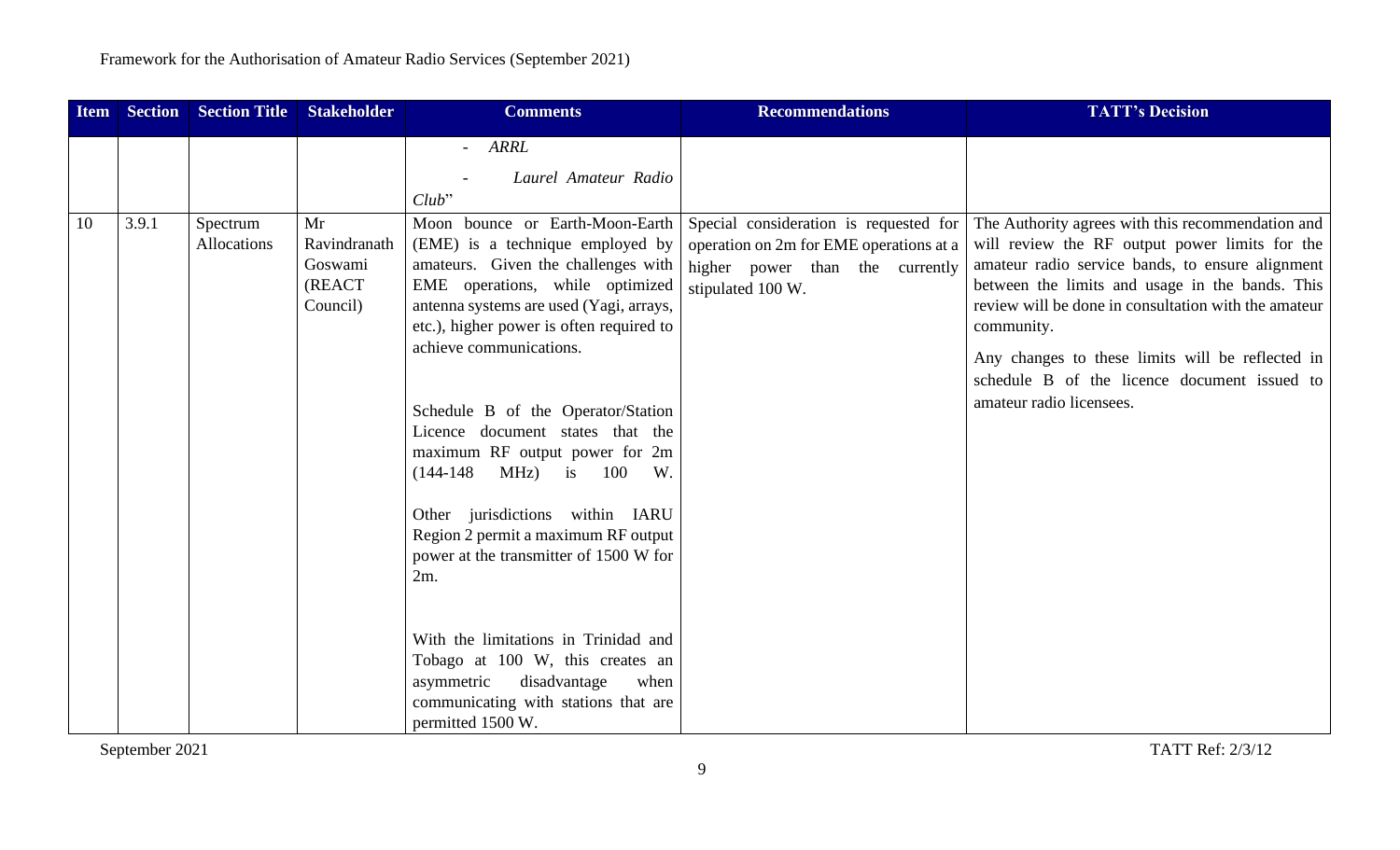| Item | Section | Section Title | Stakeholder | Comments | Recommendations | TATT's Decision |
|---|---|---|---|---|---|---|
| | | | | - *ARRL*<br>- *Laurel Amateur Radio Club*" | | |
| 10 | 3.9.1 | Spectrum Allocations | Mr Ravindranath Goswami (REACT Council) | Moon bounce or Earth-Moon-Earth (EME) is a technique employed by amateurs. Given the challenges with EME operations, while optimized antenna systems are used (Yagi, arrays, etc.), higher power is often required to achieve communications.<br><br>Schedule B of the Operator/Station Licence document states that the maximum RF output power for 2m (144-148 MHz) is 100 W.<br><br>Other jurisdictions within IARU Region 2 permit a maximum RF output power at the transmitter of 1500 W for 2m.<br><br>With the limitations in Trinidad and Tobago at 100 W, this creates an asymmetric disadvantage when communicating with stations that are permitted 1500 W. | Special consideration is requested for operation on 2m for EME operations at a higher power than the currently stipulated 100 W. | The Authority agrees with this recommendation and will review the RF output power limits for the amateur radio service bands, to ensure alignment between the limits and usage in the bands. This review will be done in consultation with the amateur community.<br><br>Any changes to these limits will be reflected in schedule B of the licence document issued to amateur radio licensees. |

September 2021

TATT Ref: 2/3/12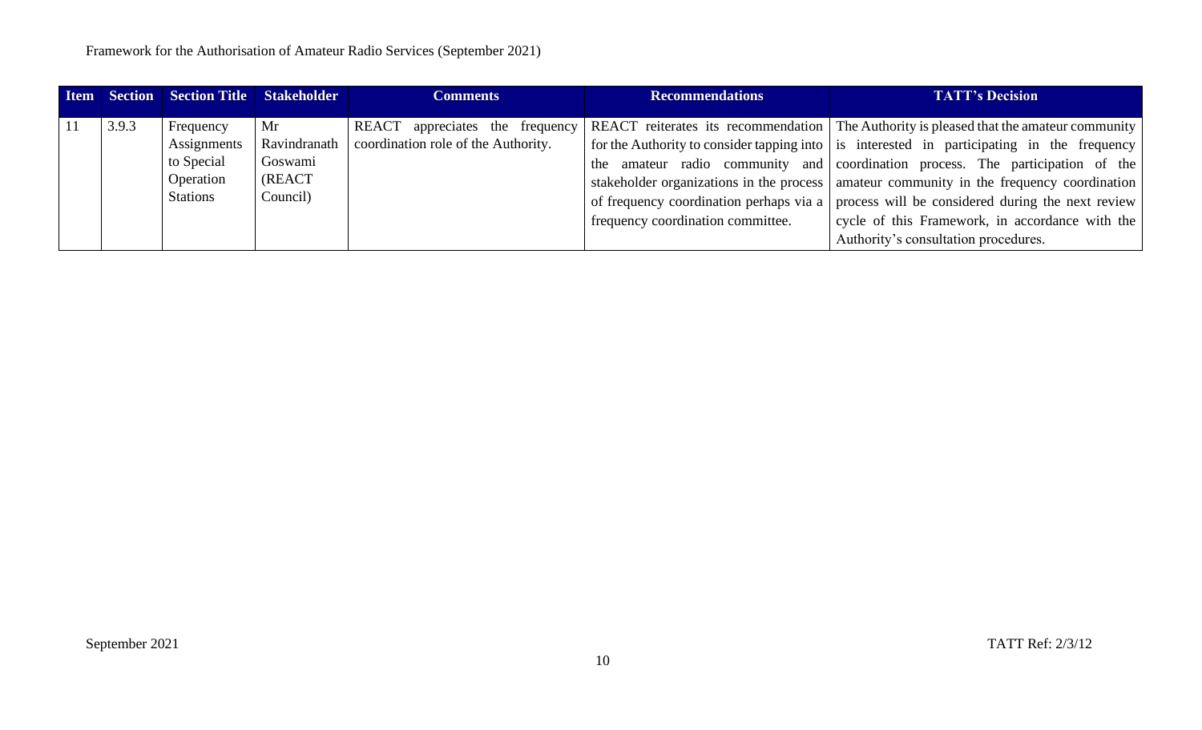| Item | Section | Section Title | Stakeholder | Comments | Recommendations | TATT's Decision |
|---|---|---|---|---|---|---|
| 11 | 3.9.3 | Frequency Assignments to Special Operation Stations | Mr Ravindranath Goswami (REACT Council) | REACT appreciates the frequency coordination role of the Authority. | REACT reiterates its recommendation for the Authority to consider tapping into the amateur radio community and stakeholder organizations in the process of frequency coordination perhaps via a frequency coordination committee. | The Authority is pleased that the amateur community is interested in participating in the frequency coordination process. The participation of the amateur community in the frequency coordination process will be considered during the next review cycle of this Framework, in accordance with the Authority's consultation procedures. |